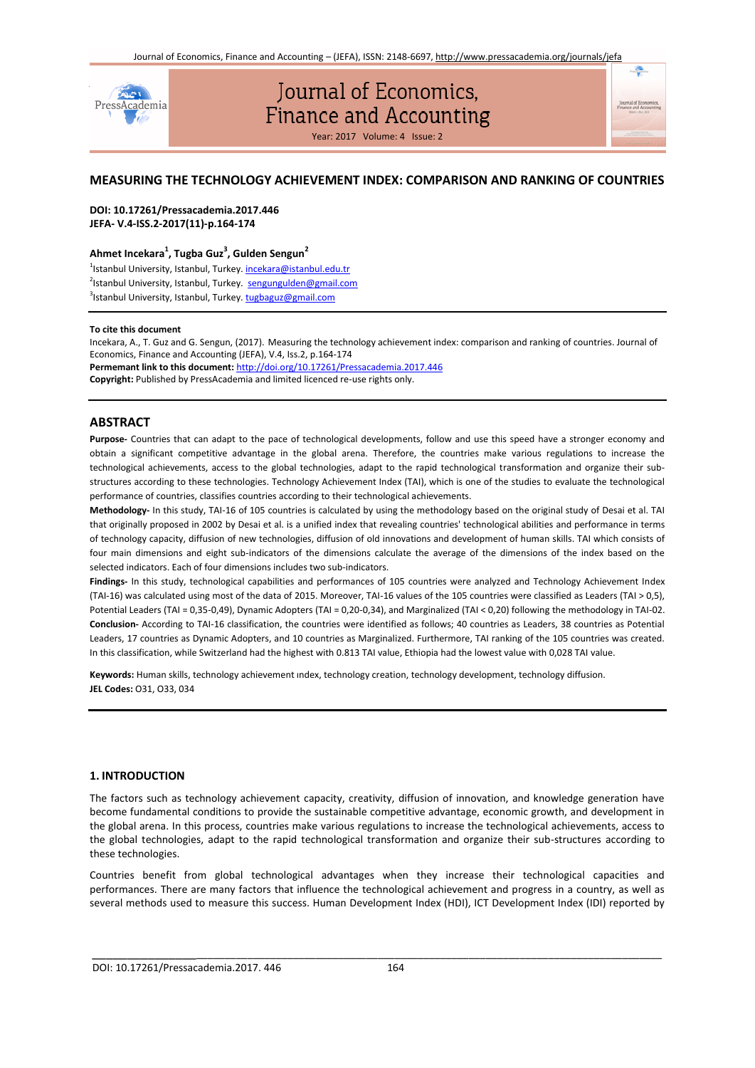# MEASURING THE TECHNOLOGY ACHIEVEMENT INDEX: COMPARISON AND RANKING OF COUNTRIES

**DOI: 10.17261/Pressacademia.2017.446**
**JEFA- V.4-ISS.2-2017(11)-p.164-174**

**Ahmet Incekara[1], Tugba Guz[3], Gulden Sengun[2]**

[1]Istanbul University, Istanbul, Turkey. incekara@istanbul.edu.tr
[2]Istanbul University, Istanbul, Turkey. sengungulden@gmail.com
[3]Istanbul University, Istanbul, Turkey. tugbaguz@gmail.com

**To cite this document**

Incekara, A., T. Guz and G. Sengun, (2017). Measuring the technology achievement index: comparison and ranking of countries. Journal of Economics, Finance and Accounting (JEFA), V.4, Iss.2, p.164-174

**Permemant link to this document:** http://doi.org/10.17261/Pressacademia.2017.446

**Copyright:** Published by PressAcademia and limited licenced re-use rights only.

## ABSTRACT

**Purpose-** Countries that can adapt to the pace of technological developments, follow and use this speed have a stronger economy and obtain a significant competitive advantage in the global arena. Therefore, the countries make various regulations to increase the technological achievements, access to the global technologies, adapt to the rapid technological transformation and organize their sub-structures according to these technologies. Technology Achievement Index (TAI), which is one of the studies to evaluate the technological performance of countries, classifies countries according to their technological achievements.

**Methodology-** In this study, TAI-16 of 105 countries is calculated by using the methodology based on the original study of Desai et al. TAI that originally proposed in 2002 by Desai et al. is a unified index that revealing countries' technological abilities and performance in terms of technology capacity, diffusion of new technologies, diffusion of old innovations and development of human skills. TAI which consists of four main dimensions and eight sub-indicators of the dimensions calculate the average of the dimensions of the index based on the selected indicators. Each of four dimensions includes two sub-indicators.

**Findings-** In this study, technological capabilities and performances of 105 countries were analyzed and Technology Achievement Index (TAI-16) was calculated using most of the data of 2015. Moreover, TAI-16 values of the 105 countries were classified as Leaders (TAI > 0,5), Potential Leaders (TAI = 0,35-0,49), Dynamic Adopters (TAI = 0,20-0,34), and Marginalized (TAI < 0,20) following the methodology in TAI-02.

**Conclusion-** According to TAI-16 classification, the countries were identified as follows; 40 countries as Leaders, 38 countries as Potential Leaders, 17 countries as Dynamic Adopters, and 10 countries as Marginalized. Furthermore, TAI ranking of the 105 countries was created. In this classification, while Switzerland had the highest with 0.813 TAI value, Ethiopia had the lowest value with 0,028 TAI value.

**Keywords:** Human skills, technology achievement ındex, technology creation, technology development, technology diffusion.
**JEL Codes:** O31, O33, 034

## 1. INTRODUCTION

The factors such as technology achievement capacity, creativity, diffusion of innovation, and knowledge generation have become fundamental conditions to provide the sustainable competitive advantage, economic growth, and development in the global arena. In this process, countries make various regulations to increase the technological achievements, access to the global technologies, adapt to the rapid technological transformation and organize their sub-structures according to these technologies.

Countries benefit from global technological advantages when they increase their technological capacities and performances. There are many factors that influence the technological achievement and progress in a country, as well as several methods used to measure this success. Human Development Index (HDI), ICT Development Index (IDI) reported by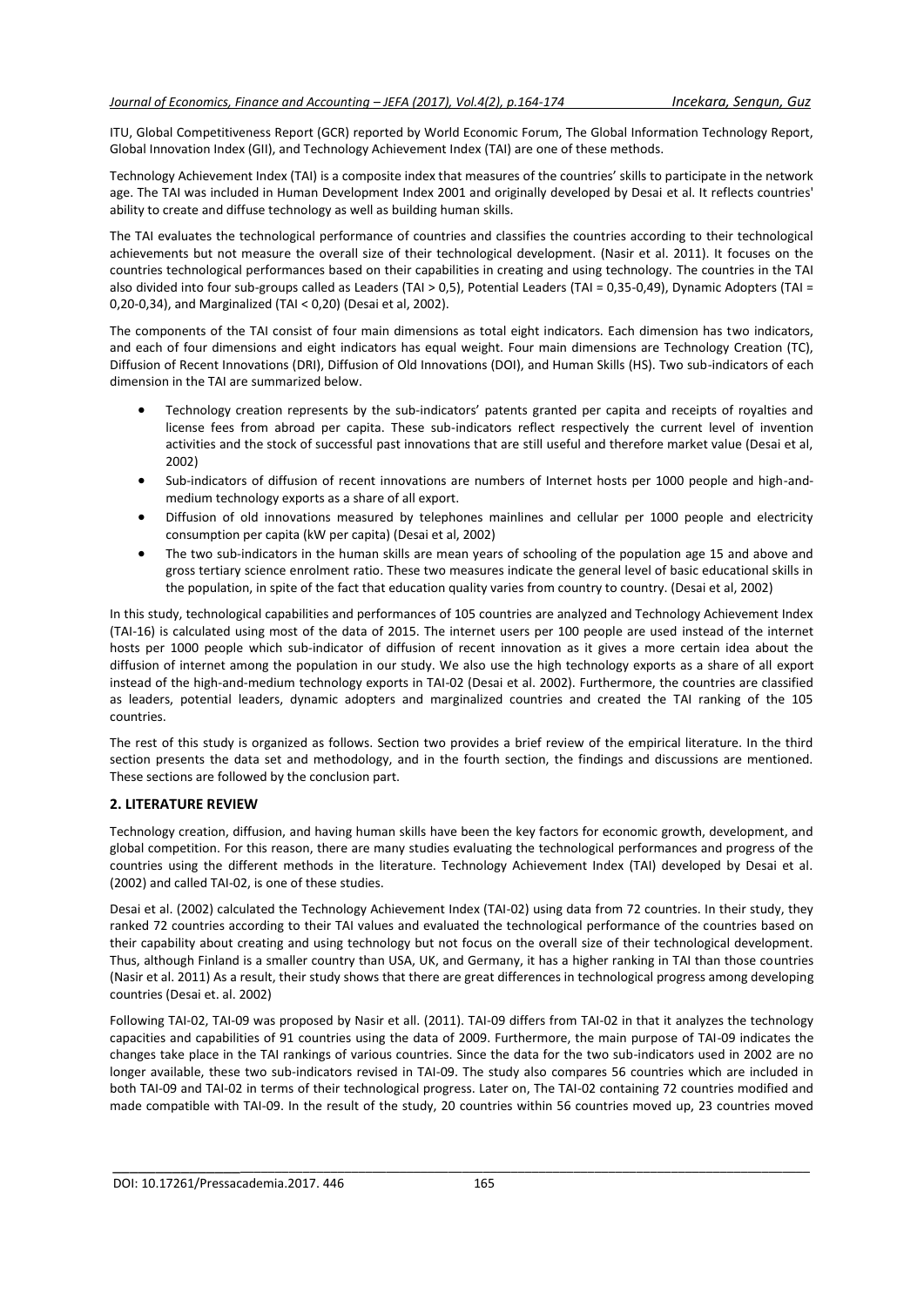ITU, Global Competitiveness Report (GCR) reported by World Economic Forum, The Global Information Technology Report, Global Innovation Index (GII), and Technology Achievement Index (TAI) are one of these methods.

Technology Achievement Index (TAI) is a composite index that measures of the countries' skills to participate in the network age. The TAI was included in Human Development Index 2001 and originally developed by Desai et al. It reflects countries' ability to create and diffuse technology as well as building human skills.

The TAI evaluates the technological performance of countries and classifies the countries according to their technological achievements but not measure the overall size of their technological development. (Nasir et al. 2011). It focuses on the countries technological performances based on their capabilities in creating and using technology. The countries in the TAI also divided into four sub-groups called as Leaders (TAI > 0,5), Potential Leaders (TAI = 0,35-0,49), Dynamic Adopters (TAI = 0,20-0,34), and Marginalized (TAI < 0,20) (Desai et al, 2002).

The components of the TAI consist of four main dimensions as total eight indicators. Each dimension has two indicators, and each of four dimensions and eight indicators has equal weight. Four main dimensions are Technology Creation (TC), Diffusion of Recent Innovations (DRI), Diffusion of Old Innovations (DOI), and Human Skills (HS). Two sub-indicators of each dimension in the TAI are summarized below.

- Technology creation represents by the sub-indicators' patents granted per capita and receipts of royalties and license fees from abroad per capita. These sub-indicators reflect respectively the current level of invention activities and the stock of successful past innovations that are still useful and therefore market value (Desai et al, 2002)
- Sub-indicators of diffusion of recent innovations are numbers of Internet hosts per 1000 people and high-and-medium technology exports as a share of all export.
- Diffusion of old innovations measured by telephones mainlines and cellular per 1000 people and electricity consumption per capita (kW per capita) (Desai et al, 2002)
- The two sub-indicators in the human skills are mean years of schooling of the population age 15 and above and gross tertiary science enrolment ratio. These two measures indicate the general level of basic educational skills in the population, in spite of the fact that education quality varies from country to country. (Desai et al, 2002)

In this study, technological capabilities and performances of 105 countries are analyzed and Technology Achievement Index (TAI-16) is calculated using most of the data of 2015. The internet users per 100 people are used instead of the internet hosts per 1000 people which sub-indicator of diffusion of recent innovation as it gives a more certain idea about the diffusion of internet among the population in our study. We also use the high technology exports as a share of all export instead of the high-and-medium technology exports in TAI-02 (Desai et al. 2002). Furthermore, the countries are classified as leaders, potential leaders, dynamic adopters and marginalized countries and created the TAI ranking of the 105 countries.

The rest of this study is organized as follows. Section two provides a brief review of the empirical literature. In the third section presents the data set and methodology, and in the fourth section, the findings and discussions are mentioned. These sections are followed by the conclusion part.

## 2. LITERATURE REVIEW

Technology creation, diffusion, and having human skills have been the key factors for economic growth, development, and global competition. For this reason, there are many studies evaluating the technological performances and progress of the countries using the different methods in the literature. Technology Achievement Index (TAI) developed by Desai et al. (2002) and called TAI-02, is one of these studies.

Desai et al. (2002) calculated the Technology Achievement Index (TAI-02) using data from 72 countries. In their study, they ranked 72 countries according to their TAI values and evaluated the technological performance of the countries based on their capability about creating and using technology but not focus on the overall size of their technological development. Thus, although Finland is a smaller country than USA, UK, and Germany, it has a higher ranking in TAI than those countries (Nasir et al. 2011) As a result, their study shows that there are great differences in technological progress among developing countries (Desai et. al. 2002)

Following TAI-02, TAI-09 was proposed by Nasir et all. (2011). TAI-09 differs from TAI-02 in that it analyzes the technology capacities and capabilities of 91 countries using the data of 2009. Furthermore, the main purpose of TAI-09 indicates the changes take place in the TAI rankings of various countries. Since the data for the two sub-indicators used in 2002 are no longer available, these two sub-indicators revised in TAI-09. The study also compares 56 countries which are included in both TAI-09 and TAI-02 in terms of their technological progress. Later on, The TAI-02 containing 72 countries modified and made compatible with TAI-09. In the result of the study, 20 countries within 56 countries moved up, 23 countries moved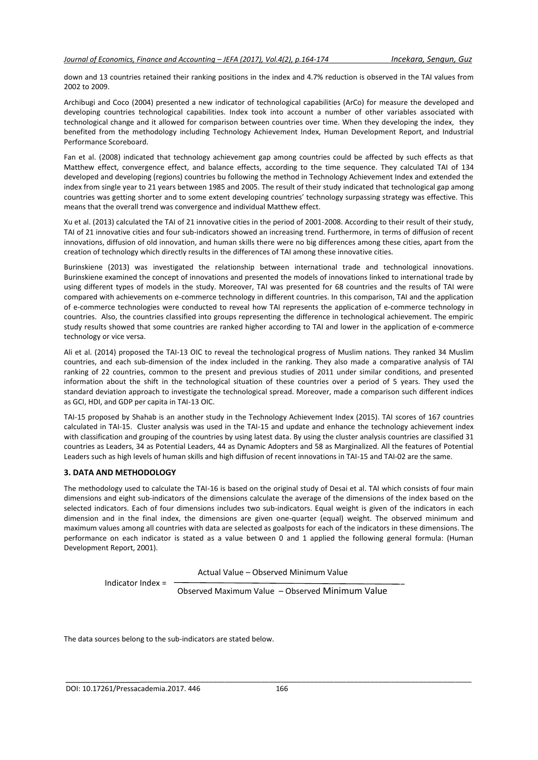down and 13 countries retained their ranking positions in the index and 4.7% reduction is observed in the TAI values from 2002 to 2009.

Archibugi and Coco (2004) presented a new indicator of technological capabilities (ArCo) for measure the developed and developing countries technological capabilities. Index took into account a number of other variables associated with technological change and it allowed for comparison between countries over time. When they developing the index, they benefited from the methodology including Technology Achievement Index, Human Development Report, and Industrial Performance Scoreboard.

Fan et al. (2008) indicated that technology achievement gap among countries could be affected by such effects as that Matthew effect, convergence effect, and balance effects, according to the time sequence. They calculated TAI of 134 developed and developing (regions) countries bu following the method in Technology Achievement Index and extended the index from single year to 21 years between 1985 and 2005. The result of their study indicated that technological gap among countries was getting shorter and to some extent developing countries' technology surpassing strategy was effective. This means that the overall trend was convergence and individual Matthew effect.

Xu et al. (2013) calculated the TAI of 21 innovative cities in the period of 2001-2008. According to their result of their study, TAI of 21 innovative cities and four sub-indicators showed an increasing trend. Furthermore, in terms of diffusion of recent innovations, diffusion of old innovation, and human skills there were no big differences among these cities, apart from the creation of technology which directly results in the differences of TAI among these innovative cities.

Burinskiene (2013) was investigated the relationship between international trade and technological innovations. Burinskiene examined the concept of innovations and presented the models of innovations linked to international trade by using different types of models in the study. Moreover, TAI was presented for 68 countries and the results of TAI were compared with achievements on e-commerce technology in different countries. In this comparison, TAI and the application of e-commerce technologies were conducted to reveal how TAI represents the application of e-commerce technology in countries. Also, the countries classified into groups representing the difference in technological achievement. The empiric study results showed that some countries are ranked higher according to TAI and lower in the application of e-commerce technology or vice versa.

Ali et al. (2014) proposed the TAI-13 OIC to reveal the technological progress of Muslim nations. They ranked 34 Muslim countries, and each sub-dimension of the index included in the ranking. They also made a comparative analysis of TAI ranking of 22 countries, common to the present and previous studies of 2011 under similar conditions, and presented information about the shift in the technological situation of these countries over a period of 5 years. They used the standard deviation approach to investigate the technological spread. Moreover, made a comparison such different indices as GCI, HDI, and GDP per capita in TAI-13 OIC.

TAI-15 proposed by Shahab is an another study in the Technology Achievement Index (2015). TAI scores of 167 countries calculated in TAI-15. Cluster analysis was used in the TAI-15 and update and enhance the technology achievement index with classification and grouping of the countries by using latest data. By using the cluster analysis countries are classified 31 countries as Leaders, 34 as Potential Leaders, 44 as Dynamic Adopters and 58 as Marginalized. All the features of Potential Leaders such as high levels of human skills and high diffusion of recent innovations in TAI-15 and TAI-02 are the same.

## 3. DATA AND METHODOLOGY

The methodology used to calculate the TAI-16 is based on the original study of Desai et al. TAI which consists of four main dimensions and eight sub-indicators of the dimensions calculate the average of the dimensions of the index based on the selected indicators. Each of four dimensions includes two sub-indicators. Equal weight is given of the indicators in each dimension and in the final index, the dimensions are given one-quarter (equal) weight. The observed minimum and maximum values among all countries with data are selected as goalposts for each of the indicators in these dimensions. The performance on each indicator is stated as a value between 0 and 1 applied the following general formula: (Human Development Report, 2001).

$$\text{Indicator Index} = \frac{\text{Actual Value} - \text{Observed Minimum Value}}{\text{Observed Maximum Value} - \text{Observed Minimum Value}}$$

The data sources belong to the sub-indicators are stated below.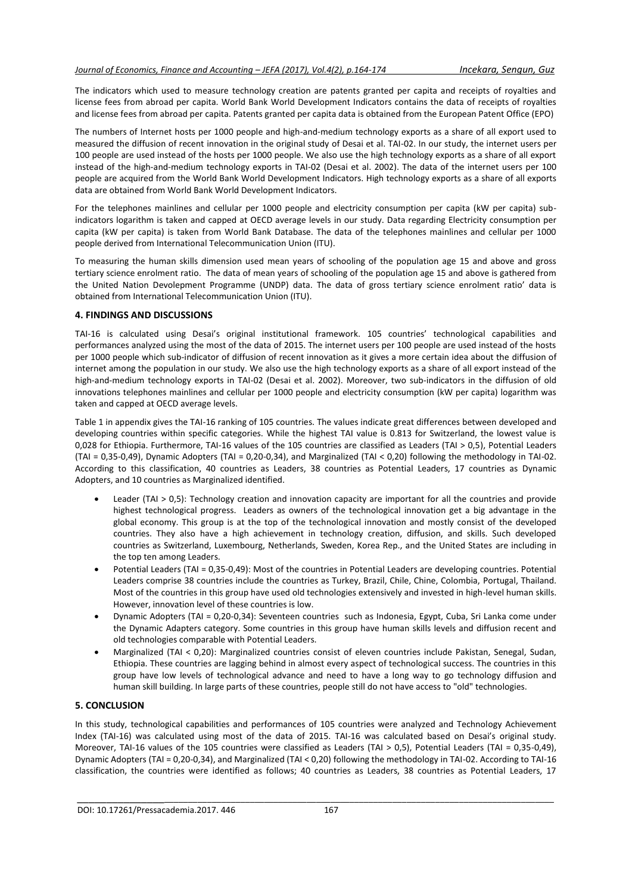The indicators which used to measure technology creation are patents granted per capita and receipts of royalties and license fees from abroad per capita. World Bank World Development Indicators contains the data of receipts of royalties and license fees from abroad per capita. Patents granted per capita data is obtained from the European Patent Office (EPO)

The numbers of Internet hosts per 1000 people and high-and-medium technology exports as a share of all export used to measured the diffusion of recent innovation in the original study of Desai et al. TAI-02. In our study, the internet users per 100 people are used instead of the hosts per 1000 people. We also use the high technology exports as a share of all export instead of the high-and-medium technology exports in TAI-02 (Desai et al. 2002). The data of the internet users per 100 people are acquired from the World Bank World Development Indicators. High technology exports as a share of all exports data are obtained from World Bank World Development Indicators.

For the telephones mainlines and cellular per 1000 people and electricity consumption per capita (kW per capita) sub-indicators logarithm is taken and capped at OECD average levels in our study. Data regarding Electricity consumption per capita (kW per capita) is taken from World Bank Database. The data of the telephones mainlines and cellular per 1000 people derived from International Telecommunication Union (ITU).

To measuring the human skills dimension used mean years of schooling of the population age 15 and above and gross tertiary science enrolment ratio. The data of mean years of schooling of the population age 15 and above is gathered from the United Nation Devolepment Programme (UNDP) data. The data of gross tertiary science enrolment ratio' data is obtained from International Telecommunication Union (ITU).

## 4. FINDINGS AND DISCUSSIONS

TAI-16 is calculated using Desai's original institutional framework. 105 countries' technological capabilities and performances analyzed using the most of the data of 2015. The internet users per 100 people are used instead of the hosts per 1000 people which sub-indicator of diffusion of recent innovation as it gives a more certain idea about the diffusion of internet among the population in our study. We also use the high technology exports as a share of all export instead of the high-and-medium technology exports in TAI-02 (Desai et al. 2002). Moreover, two sub-indicators in the diffusion of old innovations telephones mainlines and cellular per 1000 people and electricity consumption (kW per capita) logarithm was taken and capped at OECD average levels.

Table 1 in appendix gives the TAI-16 ranking of 105 countries. The values indicate great differences between developed and developing countries within specific categories. While the highest TAI value is 0.813 for Switzerland, the lowest value is 0,028 for Ethiopia. Furthermore, TAI-16 values of the 105 countries are classified as Leaders (TAI > 0,5), Potential Leaders (TAI = 0,35-0,49), Dynamic Adopters (TAI = 0,20-0,34), and Marginalized (TAI < 0,20) following the methodology in TAI-02. According to this classification, 40 countries as Leaders, 38 countries as Potential Leaders, 17 countries as Dynamic Adopters, and 10 countries as Marginalized identified.

- Leader (TAI > 0,5): Technology creation and innovation capacity are important for all the countries and provide highest technological progress. Leaders as owners of the technological innovation get a big advantage in the global economy. This group is at the top of the technological innovation and mostly consist of the developed countries. They also have a high achievement in technology creation, diffusion, and skills. Such developed countries as Switzerland, Luxembourg, Netherlands, Sweden, Korea Rep., and the United States are including in the top ten among Leaders.
- Potential Leaders (TAI = 0,35-0,49): Most of the countries in Potential Leaders are developing countries. Potential Leaders comprise 38 countries include the countries as Turkey, Brazil, Chile, Chine, Colombia, Portugal, Thailand. Most of the countries in this group have used old technologies extensively and invested in high-level human skills. However, innovation level of these countries is low.
- Dynamic Adopters (TAI = 0,20-0,34): Seventeen countries such as Indonesia, Egypt, Cuba, Sri Lanka come under the Dynamic Adapters category. Some countries in this group have human skills levels and diffusion recent and old technologies comparable with Potential Leaders.
- Marginalized (TAI < 0,20): Marginalized countries consist of eleven countries include Pakistan, Senegal, Sudan, Ethiopia. These countries are lagging behind in almost every aspect of technological success. The countries in this group have low levels of technological advance and need to have a long way to go technology diffusion and human skill building. In large parts of these countries, people still do not have access to "old" technologies.

## 5. CONCLUSION

In this study, technological capabilities and performances of 105 countries were analyzed and Technology Achievement Index (TAI-16) was calculated using most of the data of 2015. TAI-16 was calculated based on Desai's original study. Moreover, TAI-16 values of the 105 countries were classified as Leaders (TAI > 0,5), Potential Leaders (TAI = 0,35-0,49), Dynamic Adopters (TAI = 0,20-0,34), and Marginalized (TAI < 0,20) following the methodology in TAI-02. According to TAI-16 classification, the countries were identified as follows; 40 countries as Leaders, 38 countries as Potential Leaders, 17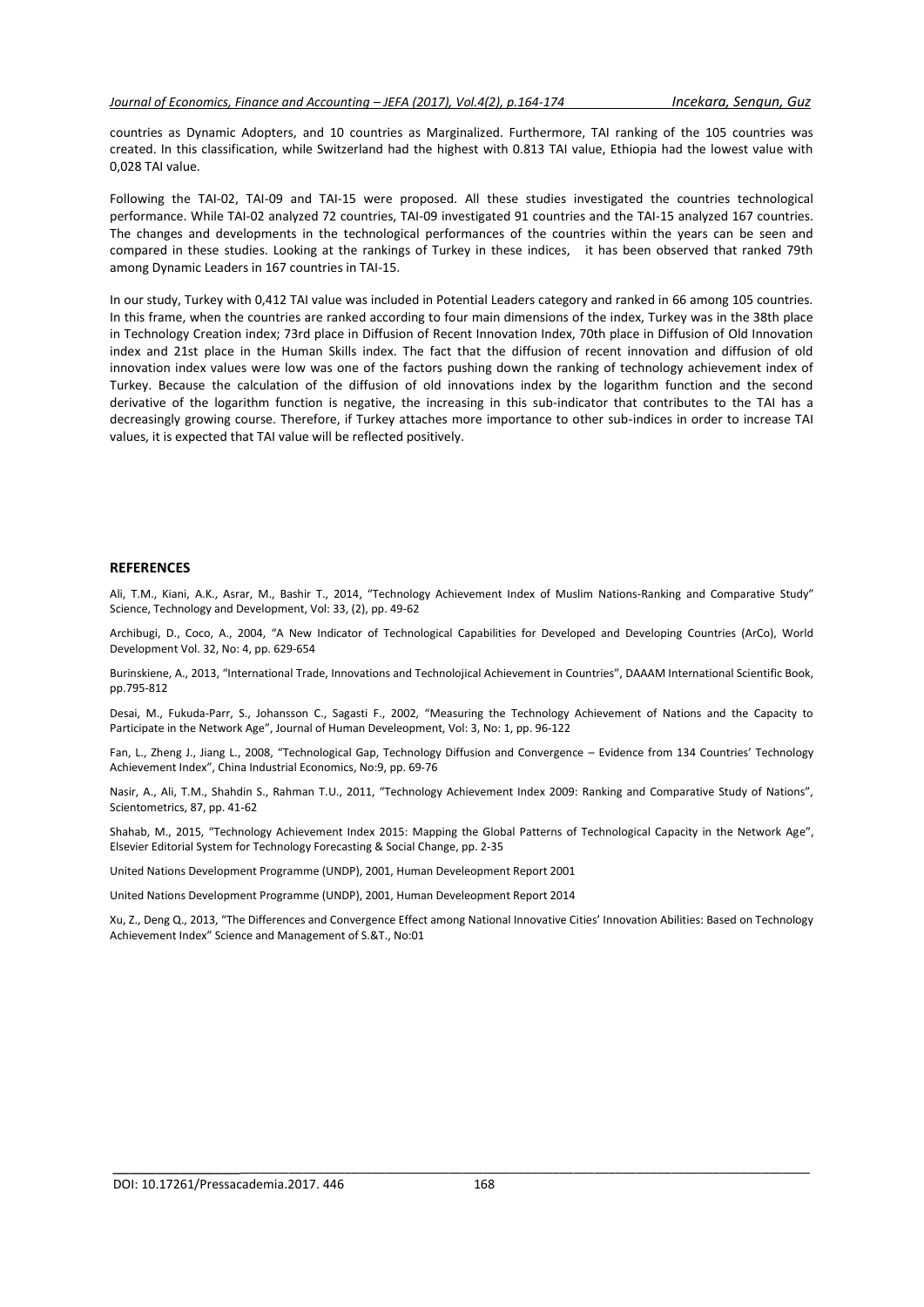countries as Dynamic Adopters, and 10 countries as Marginalized. Furthermore, TAI ranking of the 105 countries was created. In this classification, while Switzerland had the highest with 0.813 TAI value, Ethiopia had the lowest value with 0,028 TAI value.

Following the TAI-02, TAI-09 and TAI-15 were proposed. All these studies investigated the countries technological performance. While TAI-02 analyzed 72 countries, TAI-09 investigated 91 countries and the TAI-15 analyzed 167 countries. The changes and developments in the technological performances of the countries within the years can be seen and compared in these studies. Looking at the rankings of Turkey in these indices, it has been observed that ranked 79th among Dynamic Leaders in 167 countries in TAI-15.

In our study, Turkey with 0,412 TAI value was included in Potential Leaders category and ranked in 66 among 105 countries. In this frame, when the countries are ranked according to four main dimensions of the index, Turkey was in the 38th place in Technology Creation index; 73rd place in Diffusion of Recent Innovation Index, 70th place in Diffusion of Old Innovation index and 21st place in the Human Skills index. The fact that the diffusion of recent innovation and diffusion of old innovation index values were low was one of the factors pushing down the ranking of technology achievement index of Turkey. Because the calculation of the diffusion of old innovations index by the logarithm function and the second derivative of the logarithm function is negative, the increasing in this sub-indicator that contributes to the TAI has a decreasingly growing course. Therefore, if Turkey attaches more importance to other sub-indices in order to increase TAI values, it is expected that TAI value will be reflected positively.

## REFERENCES

Ali, T.M., Kiani, A.K., Asrar, M., Bashir T., 2014, "Technology Achievement Index of Muslim Nations-Ranking and Comparative Study" Science, Technology and Development, Vol: 33, (2), pp. 49-62

Archibugi, D., Coco, A., 2004, "A New Indicator of Technological Capabilities for Developed and Developing Countries (ArCo), World Development Vol. 32, No: 4, pp. 629-654

Burinskiene, A., 2013, "International Trade, Innovations and Technolojical Achievement in Countries", DAAAM International Scientific Book, pp.795-812

Desai, M., Fukuda-Parr, S., Johansson C., Sagasti F., 2002, "Measuring the Technology Achievement of Nations and the Capacity to Participate in the Network Age", Journal of Human Develeopment, Vol: 3, No: 1, pp. 96-122

Fan, L., Zheng J., Jiang L., 2008, "Technological Gap, Technology Diffusion and Convergence – Evidence from 134 Countries' Technology Achievement Index", China Industrial Economics, No:9, pp. 69-76

Nasir, A., Ali, T.M., Shahdin S., Rahman T.U., 2011, "Technology Achievement Index 2009: Ranking and Comparative Study of Nations", Scientometrics, 87, pp. 41-62

Shahab, M., 2015, "Technology Achievement Index 2015: Mapping the Global Patterns of Technological Capacity in the Network Age", Elsevier Editorial System for Technology Forecasting & Social Change, pp. 2-35

United Nations Development Programme (UNDP), 2001, Human Develeopment Report 2001

United Nations Development Programme (UNDP), 2001, Human Develeopment Report 2014

Xu, Z., Deng Q., 2013, "The Differences and Convergence Effect among National Innovative Cities' Innovation Abilities: Based on Technology Achievement Index" Science and Management of S.&T., No:01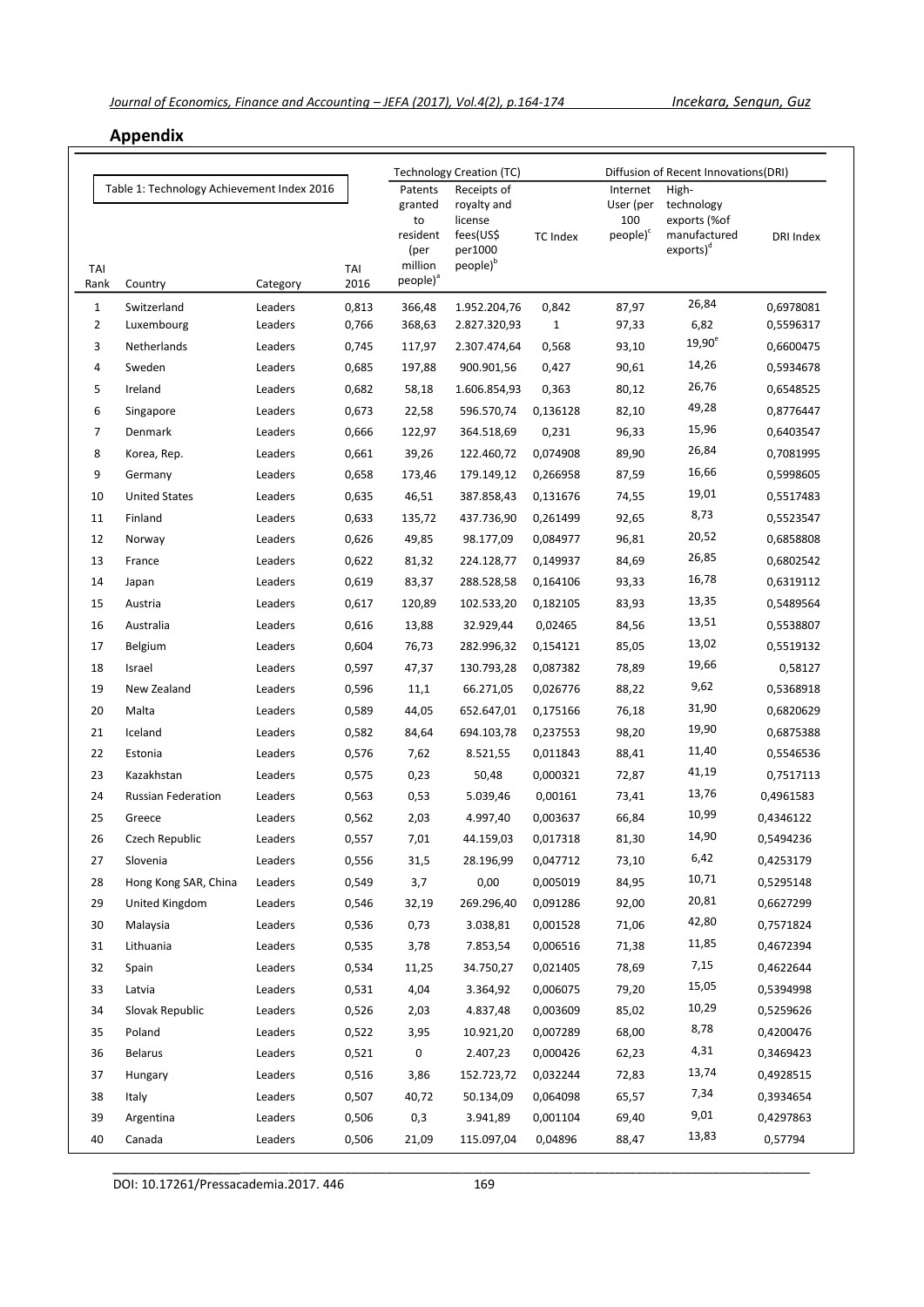## Appendix

| Table 1: Technology Achievement Index 2016 | | | | Technology Creation (TC) | | | Diffusion of Recent Innovations(DRI) | | |
|---|---|---|---|---|---|---|---|---|---|
| TAI Rank | Country | Category | TAI 2016 | Patents granted to resident (per million people)[a] | Receipts of royalty and license fees(US$ per1000 people)[b] | TC Index | Internet User (per 100 people)[c] | High-technology exports (%of manufactured exports)[d] | DRI Index |
| 1 | Switzerland | Leaders | 0,813 | 366,48 | 1.952.204,76 | 0,842 | 87,97 | 26,84 | 0,6978081 |
| 2 | Luxembourg | Leaders | 0,766 | 368,63 | 2.827.320,93 | 1 | 97,33 | 6,82 | 0,5596317 |
| 3 | Netherlands | Leaders | 0,745 | 117,97 | 2.307.474,64 | 0,568 | 93,10 | 19,90[e] | 0,6600475 |
| 4 | Sweden | Leaders | 0,685 | 197,88 | 900.901,56 | 0,427 | 90,61 | 14,26 | 0,5934678 |
| 5 | Ireland | Leaders | 0,682 | 58,18 | 1.606.854,93 | 0,363 | 80,12 | 26,76 | 0,6548525 |
| 6 | Singapore | Leaders | 0,673 | 22,58 | 596.570,74 | 0,136128 | 82,10 | 49,28 | 0,8776447 |
| 7 | Denmark | Leaders | 0,666 | 122,97 | 364.518,69 | 0,231 | 96,33 | 15,96 | 0,6403547 |
| 8 | Korea, Rep. | Leaders | 0,661 | 39,26 | 122.460,72 | 0,074908 | 89,90 | 26,84 | 0,7081995 |
| 9 | Germany | Leaders | 0,658 | 173,46 | 179.149,12 | 0,266958 | 87,59 | 16,66 | 0,5998605 |
| 10 | United States | Leaders | 0,635 | 46,51 | 387.858,43 | 0,131676 | 74,55 | 19,01 | 0,5517483 |
| 11 | Finland | Leaders | 0,633 | 135,72 | 437.736,90 | 0,261499 | 92,65 | 8,73 | 0,5523547 |
| 12 | Norway | Leaders | 0,626 | 49,85 | 98.177,09 | 0,084977 | 96,81 | 20,52 | 0,6858808 |
| 13 | France | Leaders | 0,622 | 81,32 | 224.128,77 | 0,149937 | 84,69 | 26,85 | 0,6802542 |
| 14 | Japan | Leaders | 0,619 | 83,37 | 288.528,58 | 0,164106 | 93,33 | 16,78 | 0,6319112 |
| 15 | Austria | Leaders | 0,617 | 120,89 | 102.533,20 | 0,182105 | 83,93 | 13,35 | 0,5489564 |
| 16 | Australia | Leaders | 0,616 | 13,88 | 32.929,44 | 0,02465 | 84,56 | 13,51 | 0,5538807 |
| 17 | Belgium | Leaders | 0,604 | 76,73 | 282.996,32 | 0,154121 | 85,05 | 13,02 | 0,5519132 |
| 18 | Israel | Leaders | 0,597 | 47,37 | 130.793,28 | 0,087382 | 78,89 | 19,66 | 0,58127 |
| 19 | New Zealand | Leaders | 0,596 | 11,1 | 66.271,05 | 0,026776 | 88,22 | 9,62 | 0,5368918 |
| 20 | Malta | Leaders | 0,589 | 44,05 | 652.647,01 | 0,175166 | 76,18 | 31,90 | 0,6820629 |
| 21 | Iceland | Leaders | 0,582 | 84,64 | 694.103,78 | 0,237553 | 98,20 | 19,90 | 0,6875388 |
| 22 | Estonia | Leaders | 0,576 | 7,62 | 8.521,55 | 0,011843 | 88,41 | 11,40 | 0,5546536 |
| 23 | Kazakhstan | Leaders | 0,575 | 0,23 | 50,48 | 0,000321 | 72,87 | 41,19 | 0,7517113 |
| 24 | Russian Federation | Leaders | 0,563 | 0,53 | 5.039,46 | 0,00161 | 73,41 | 13,76 | 0,4961583 |
| 25 | Greece | Leaders | 0,562 | 2,03 | 4.997,40 | 0,003637 | 66,84 | 10,99 | 0,4346122 |
| 26 | Czech Republic | Leaders | 0,557 | 7,01 | 44.159,03 | 0,017318 | 81,30 | 14,90 | 0,5494236 |
| 27 | Slovenia | Leaders | 0,556 | 31,5 | 28.196,99 | 0,047712 | 73,10 | 6,42 | 0,4253179 |
| 28 | Hong Kong SAR, China | Leaders | 0,549 | 3,7 | 0,00 | 0,005019 | 84,95 | 10,71 | 0,5295148 |
| 29 | United Kingdom | Leaders | 0,546 | 32,19 | 269.296,40 | 0,091286 | 92,00 | 20,81 | 0,6627299 |
| 30 | Malaysia | Leaders | 0,536 | 0,73 | 3.038,81 | 0,001528 | 71,06 | 42,80 | 0,7571824 |
| 31 | Lithuania | Leaders | 0,535 | 3,78 | 7.853,54 | 0,006516 | 71,38 | 11,85 | 0,4672394 |
| 32 | Spain | Leaders | 0,534 | 11,25 | 34.750,27 | 0,021405 | 78,69 | 7,15 | 0,4622644 |
| 33 | Latvia | Leaders | 0,531 | 4,04 | 3.364,92 | 0,006075 | 79,20 | 15,05 | 0,5394998 |
| 34 | Slovak Republic | Leaders | 0,526 | 2,03 | 4.837,48 | 0,003609 | 85,02 | 10,29 | 0,5259626 |
| 35 | Poland | Leaders | 0,522 | 3,95 | 10.921,20 | 0,007289 | 68,00 | 8,78 | 0,4200476 |
| 36 | Belarus | Leaders | 0,521 | 0 | 2.407,23 | 0,000426 | 62,23 | 4,31 | 0,3469423 |
| 37 | Hungary | Leaders | 0,516 | 3,86 | 152.723,72 | 0,032244 | 72,83 | 13,74 | 0,4928515 |
| 38 | Italy | Leaders | 0,507 | 40,72 | 50.134,09 | 0,064098 | 65,57 | 7,34 | 0,3934654 |
| 39 | Argentina | Leaders | 0,506 | 0,3 | 3.941,89 | 0,001104 | 69,40 | 9,01 | 0,4297863 |
| 40 | Canada | Leaders | 0,506 | 21,09 | 115.097,04 | 0,04896 | 88,47 | 13,83 | 0,57794 |

DOI: 10.17261/Pressacademia.2017. 446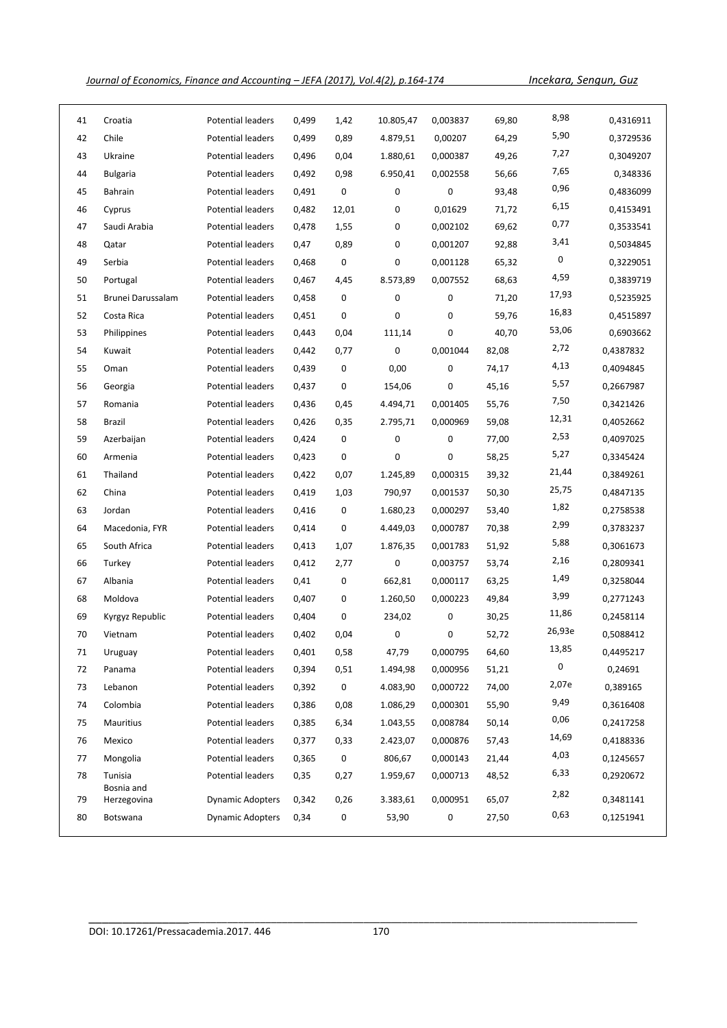| | | | | | | | | | |
|---|---|---|---|---|---|---|---|---|---|
| 41 | Croatia | Potential leaders | 0,499 | 1,42 | 10.805,47 | 0,003837 | 69,80 | 8,98 | 0,4316911 |
| 42 | Chile | Potential leaders | 0,499 | 0,89 | 4.879,51 | 0,00207 | 64,29 | 5,90 | 0,3729536 |
| 43 | Ukraine | Potential leaders | 0,496 | 0,04 | 1.880,61 | 0,000387 | 49,26 | 7,27 | 0,3049207 |
| 44 | Bulgaria | Potential leaders | 0,492 | 0,98 | 6.950,41 | 0,002558 | 56,66 | 7,65 | 0,348336 |
| 45 | Bahrain | Potential leaders | 0,491 | 0 | 0 | 0 | 93,48 | 0,96 | 0,4836099 |
| 46 | Cyprus | Potential leaders | 0,482 | 12,01 | 0 | 0,01629 | 71,72 | 6,15 | 0,4153491 |
| 47 | Saudi Arabia | Potential leaders | 0,478 | 1,55 | 0 | 0,002102 | 69,62 | 0,77 | 0,3533541 |
| 48 | Qatar | Potential leaders | 0,47 | 0,89 | 0 | 0,001207 | 92,88 | 3,41 | 0,5034845 |
| 49 | Serbia | Potential leaders | 0,468 | 0 | 0 | 0,001128 | 65,32 | 0 | 0,3229051 |
| 50 | Portugal | Potential leaders | 0,467 | 4,45 | 8.573,89 | 0,007552 | 68,63 | 4,59 | 0,3839719 |
| 51 | Brunei Darussalam | Potential leaders | 0,458 | 0 | 0 | 0 | 71,20 | 17,93 | 0,5235925 |
| 52 | Costa Rica | Potential leaders | 0,451 | 0 | 0 | 0 | 59,76 | 16,83 | 0,4515897 |
| 53 | Philippines | Potential leaders | 0,443 | 0,04 | 111,14 | 0 | 40,70 | 53,06 | 0,6903662 |
| 54 | Kuwait | Potential leaders | 0,442 | 0,77 | 0 | 0,001044 | 82,08 | 2,72 | 0,4387832 |
| 55 | Oman | Potential leaders | 0,439 | 0 | 0,00 | 0 | 74,17 | 4,13 | 0,4094845 |
| 56 | Georgia | Potential leaders | 0,437 | 0 | 154,06 | 0 | 45,16 | 5,57 | 0,2667987 |
| 57 | Romania | Potential leaders | 0,436 | 0,45 | 4.494,71 | 0,001405 | 55,76 | 7,50 | 0,3421426 |
| 58 | Brazil | Potential leaders | 0,426 | 0,35 | 2.795,71 | 0,000969 | 59,08 | 12,31 | 0,4052662 |
| 59 | Azerbaijan | Potential leaders | 0,424 | 0 | 0 | 0 | 77,00 | 2,53 | 0,4097025 |
| 60 | Armenia | Potential leaders | 0,423 | 0 | 0 | 0 | 58,25 | 5,27 | 0,3345424 |
| 61 | Thailand | Potential leaders | 0,422 | 0,07 | 1.245,89 | 0,000315 | 39,32 | 21,44 | 0,3849261 |
| 62 | China | Potential leaders | 0,419 | 1,03 | 790,97 | 0,001537 | 50,30 | 25,75 | 0,4847135 |
| 63 | Jordan | Potential leaders | 0,416 | 0 | 1.680,23 | 0,000297 | 53,40 | 1,82 | 0,2758538 |
| 64 | Macedonia, FYR | Potential leaders | 0,414 | 0 | 4.449,03 | 0,000787 | 70,38 | 2,99 | 0,3783237 |
| 65 | South Africa | Potential leaders | 0,413 | 1,07 | 1.876,35 | 0,001783 | 51,92 | 5,88 | 0,3061673 |
| 66 | Turkey | Potential leaders | 0,412 | 2,77 | 0 | 0,003757 | 53,74 | 2,16 | 0,2809341 |
| 67 | Albania | Potential leaders | 0,41 | 0 | 662,81 | 0,000117 | 63,25 | 1,49 | 0,3258044 |
| 68 | Moldova | Potential leaders | 0,407 | 0 | 1.260,50 | 0,000223 | 49,84 | 3,99 | 0,2771243 |
| 69 | Kyrgyz Republic | Potential leaders | 0,404 | 0 | 234,02 | 0 | 30,25 | 11,86 | 0,2458114 |
| 70 | Vietnam | Potential leaders | 0,402 | 0,04 | 0 | 0 | 52,72 | 26,93e | 0,5088412 |
| 71 | Uruguay | Potential leaders | 0,401 | 0,58 | 47,79 | 0,000795 | 64,60 | 13,85 | 0,4495217 |
| 72 | Panama | Potential leaders | 0,394 | 0,51 | 1.494,98 | 0,000956 | 51,21 | 0 | 0,24691 |
| 73 | Lebanon | Potential leaders | 0,392 | 0 | 4.083,90 | 0,000722 | 74,00 | 2,07e | 0,389165 |
| 74 | Colombia | Potential leaders | 0,386 | 0,08 | 1.086,29 | 0,000301 | 55,90 | 9,49 | 0,3616408 |
| 75 | Mauritius | Potential leaders | 0,385 | 6,34 | 1.043,55 | 0,008784 | 50,14 | 0,06 | 0,2417258 |
| 76 | Mexico | Potential leaders | 0,377 | 0,33 | 2.423,07 | 0,000876 | 57,43 | 14,69 | 0,4188336 |
| 77 | Mongolia | Potential leaders | 0,365 | 0 | 806,67 | 0,000143 | 21,44 | 4,03 | 0,1245657 |
| 78 | Tunisia | Potential leaders | 0,35 | 0,27 | 1.959,67 | 0,000713 | 48,52 | 6,33 | 0,2920672 |
| 79 | Bosnia and Herzegovina | Dynamic Adopters | 0,342 | 0,26 | 3.383,61 | 0,000951 | 65,07 | 2,82 | 0,3481141 |
| 80 | Botswana | Dynamic Adopters | 0,34 | 0 | 53,90 | 0 | 27,50 | 0,63 | 0,1251941 |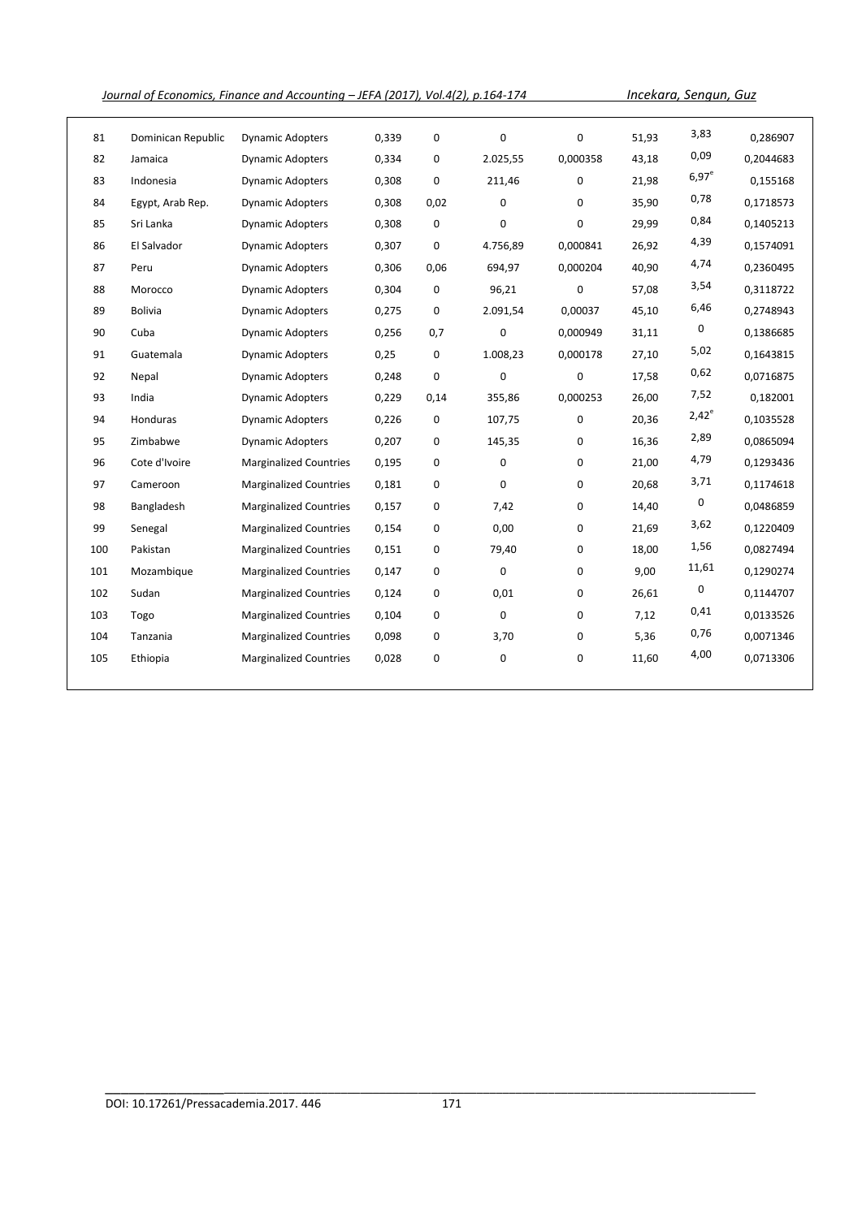| | | | | | | | | | |
|---|---|---|---|---|---|---|---|---|---|
| 81 | Dominican Republic | Dynamic Adopters | 0,339 | 0 | 0 | 0 | 51,93 | 3,83 | 0,286907 |
| 82 | Jamaica | Dynamic Adopters | 0,334 | 0 | 2.025,55 | 0,000358 | 43,18 | 0,09 | 0,2044683 |
| 83 | Indonesia | Dynamic Adopters | 0,308 | 0 | 211,46 | 0 | 21,98 | 6,97[e] | 0,155168 |
| 84 | Egypt, Arab Rep. | Dynamic Adopters | 0,308 | 0,02 | 0 | 0 | 35,90 | 0,78 | 0,1718573 |
| 85 | Sri Lanka | Dynamic Adopters | 0,308 | 0 | 0 | 0 | 29,99 | 0,84 | 0,1405213 |
| 86 | El Salvador | Dynamic Adopters | 0,307 | 0 | 4.756,89 | 0,000841 | 26,92 | 4,39 | 0,1574091 |
| 87 | Peru | Dynamic Adopters | 0,306 | 0,06 | 694,97 | 0,000204 | 40,90 | 4,74 | 0,2360495 |
| 88 | Morocco | Dynamic Adopters | 0,304 | 0 | 96,21 | 0 | 57,08 | 3,54 | 0,3118722 |
| 89 | Bolivia | Dynamic Adopters | 0,275 | 0 | 2.091,54 | 0,00037 | 45,10 | 6,46 | 0,2748943 |
| 90 | Cuba | Dynamic Adopters | 0,256 | 0,7 | 0 | 0,000949 | 31,11 | 0 | 0,1386685 |
| 91 | Guatemala | Dynamic Adopters | 0,25 | 0 | 1.008,23 | 0,000178 | 27,10 | 5,02 | 0,1643815 |
| 92 | Nepal | Dynamic Adopters | 0,248 | 0 | 0 | 0 | 17,58 | 0,62 | 0,0716875 |
| 93 | India | Dynamic Adopters | 0,229 | 0,14 | 355,86 | 0,000253 | 26,00 | 7,52 | 0,182001 |
| 94 | Honduras | Dynamic Adopters | 0,226 | 0 | 107,75 | 0 | 20,36 | 2,42[e] | 0,1035528 |
| 95 | Zimbabwe | Dynamic Adopters | 0,207 | 0 | 145,35 | 0 | 16,36 | 2,89 | 0,0865094 |
| 96 | Cote d'Ivoire | Marginalized Countries | 0,195 | 0 | 0 | 0 | 21,00 | 4,79 | 0,1293436 |
| 97 | Cameroon | Marginalized Countries | 0,181 | 0 | 0 | 0 | 20,68 | 3,71 | 0,1174618 |
| 98 | Bangladesh | Marginalized Countries | 0,157 | 0 | 7,42 | 0 | 14,40 | 0 | 0,0486859 |
| 99 | Senegal | Marginalized Countries | 0,154 | 0 | 0,00 | 0 | 21,69 | 3,62 | 0,1220409 |
| 100 | Pakistan | Marginalized Countries | 0,151 | 0 | 79,40 | 0 | 18,00 | 1,56 | 0,0827494 |
| 101 | Mozambique | Marginalized Countries | 0,147 | 0 | 0 | 0 | 9,00 | 11,61 | 0,1290274 |
| 102 | Sudan | Marginalized Countries | 0,124 | 0 | 0,01 | 0 | 26,61 | 0 | 0,1144707 |
| 103 | Togo | Marginalized Countries | 0,104 | 0 | 0 | 0 | 7,12 | 0,41 | 0,0133526 |
| 104 | Tanzania | Marginalized Countries | 0,098 | 0 | 3,70 | 0 | 5,36 | 0,76 | 0,0071346 |
| 105 | Ethiopia | Marginalized Countries | 0,028 | 0 | 0 | 0 | 11,60 | 4,00 | 0,0713306 |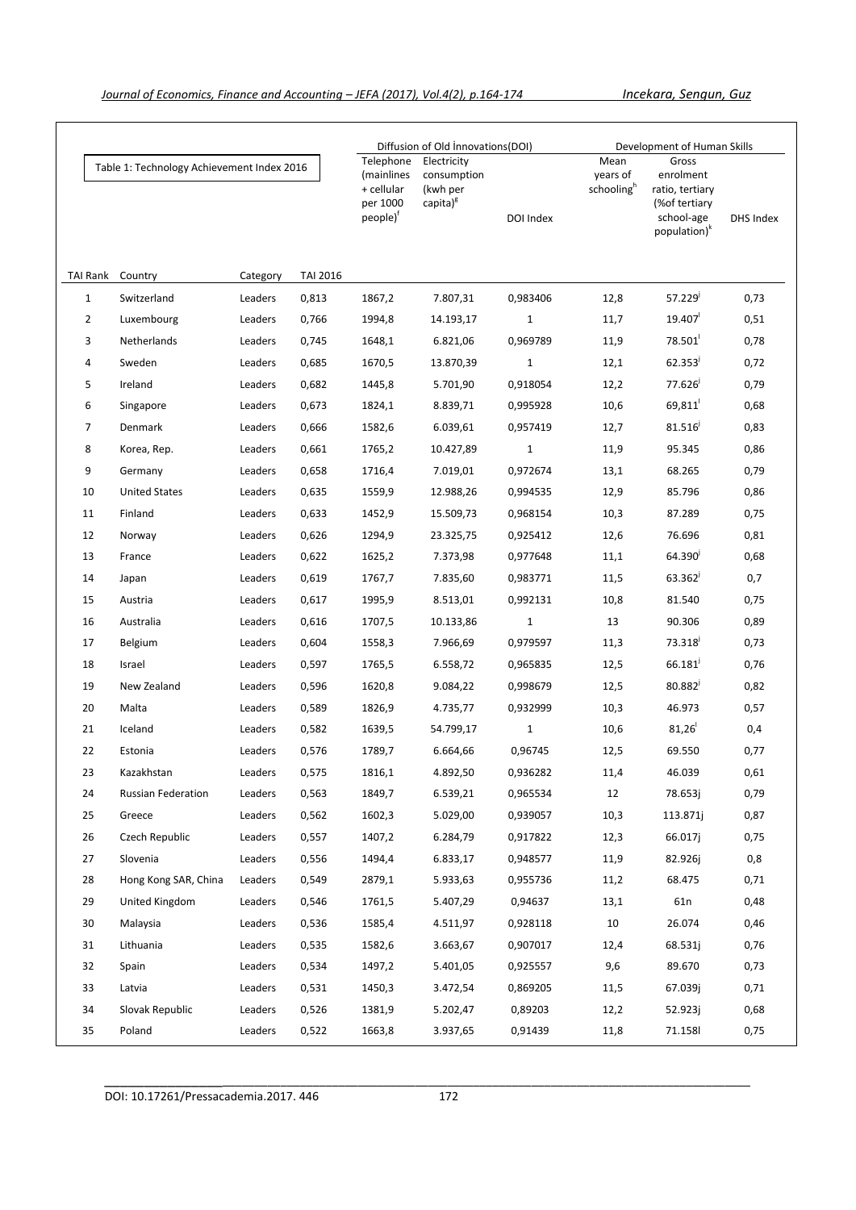Table 1: Technology Achievement Index 2016

| TAI Rank | Country | Category | TAI 2016 | Diffusion of Old İnnovations(DOI) | | | Development of Human Skills | | |
|---|---|---|---|---|---|---|---|---|---|
| | | | | Telephone (mainlines + cellular per 1000 people)[f] | Electricity consumption (kwh per capita)[g] | DOI Index | Mean years of schooling[h] | Gross enrolment ratio, tertiary (%of tertiary school-age population)[k] | DHS Index |
| 1 | Switzerland | Leaders | 0,813 | 1867,2 | 7.807,31 | 0,983406 | 12,8 | 57.229[j] | 0,73 |
| 2 | Luxembourg | Leaders | 0,766 | 1994,8 | 14.193,17 | 1 | 11,7 | 19.407[l] | 0,51 |
| 3 | Netherlands | Leaders | 0,745 | 1648,1 | 6.821,06 | 0,969789 | 11,9 | 78.501[l] | 0,78 |
| 4 | Sweden | Leaders | 0,685 | 1670,5 | 13.870,39 | 1 | 12,1 | 62.353[j] | 0,72 |
| 5 | Ireland | Leaders | 0,682 | 1445,8 | 5.701,90 | 0,918054 | 12,2 | 77.626[j] | 0,79 |
| 6 | Singapore | Leaders | 0,673 | 1824,1 | 8.839,71 | 0,995928 | 10,6 | 69,811[l] | 0,68 |
| 7 | Denmark | Leaders | 0,666 | 1582,6 | 6.039,61 | 0,957419 | 12,7 | 81.516[j] | 0,83 |
| 8 | Korea, Rep. | Leaders | 0,661 | 1765,2 | 10.427,89 | 1 | 11,9 | 95.345 | 0,86 |
| 9 | Germany | Leaders | 0,658 | 1716,4 | 7.019,01 | 0,972674 | 13,1 | 68.265 | 0,79 |
| 10 | United States | Leaders | 0,635 | 1559,9 | 12.988,26 | 0,994535 | 12,9 | 85.796 | 0,86 |
| 11 | Finland | Leaders | 0,633 | 1452,9 | 15.509,73 | 0,968154 | 10,3 | 87.289 | 0,75 |
| 12 | Norway | Leaders | 0,626 | 1294,9 | 23.325,75 | 0,925412 | 12,6 | 76.696 | 0,81 |
| 13 | France | Leaders | 0,622 | 1625,2 | 7.373,98 | 0,977648 | 11,1 | 64.390[j] | 0,68 |
| 14 | Japan | Leaders | 0,619 | 1767,7 | 7.835,60 | 0,983771 | 11,5 | 63.362[j] | 0,7 |
| 15 | Austria | Leaders | 0,617 | 1995,9 | 8.513,01 | 0,992131 | 10,8 | 81.540 | 0,75 |
| 16 | Australia | Leaders | 0,616 | 1707,5 | 10.133,86 | 1 | 13 | 90.306 | 0,89 |
| 17 | Belgium | Leaders | 0,604 | 1558,3 | 7.966,69 | 0,979597 | 11,3 | 73.318[j] | 0,73 |
| 18 | Israel | Leaders | 0,597 | 1765,5 | 6.558,72 | 0,965835 | 12,5 | 66.181[j] | 0,76 |
| 19 | New Zealand | Leaders | 0,596 | 1620,8 | 9.084,22 | 0,998679 | 12,5 | 80.882[j] | 0,82 |
| 20 | Malta | Leaders | 0,589 | 1826,9 | 4.735,77 | 0,932999 | 10,3 | 46.973 | 0,57 |
| 21 | Iceland | Leaders | 0,582 | 1639,5 | 54.799,17 | 1 | 10,6 | 81,26[l] | 0,4 |
| 22 | Estonia | Leaders | 0,576 | 1789,7 | 6.664,66 | 0,96745 | 12,5 | 69.550 | 0,77 |
| 23 | Kazakhstan | Leaders | 0,575 | 1816,1 | 4.892,50 | 0,936282 | 11,4 | 46.039 | 0,61 |
| 24 | Russian Federation | Leaders | 0,563 | 1849,7 | 6.539,21 | 0,965534 | 12 | 78.653j | 0,79 |
| 25 | Greece | Leaders | 0,562 | 1602,3 | 5.029,00 | 0,939057 | 10,3 | 113.871j | 0,87 |
| 26 | Czech Republic | Leaders | 0,557 | 1407,2 | 6.284,79 | 0,917822 | 12,3 | 66.017j | 0,75 |
| 27 | Slovenia | Leaders | 0,556 | 1494,4 | 6.833,17 | 0,948577 | 11,9 | 82.926j | 0,8 |
| 28 | Hong Kong SAR, China | Leaders | 0,549 | 2879,1 | 5.933,63 | 0,955736 | 11,2 | 68.475 | 0,71 |
| 29 | United Kingdom | Leaders | 0,546 | 1761,5 | 5.407,29 | 0,94637 | 13,1 | 61n | 0,48 |
| 30 | Malaysia | Leaders | 0,536 | 1585,4 | 4.511,97 | 0,928118 | 10 | 26.074 | 0,46 |
| 31 | Lithuania | Leaders | 0,535 | 1582,6 | 3.663,67 | 0,907017 | 12,4 | 68.531j | 0,76 |
| 32 | Spain | Leaders | 0,534 | 1497,2 | 5.401,05 | 0,925557 | 9,6 | 89.670 | 0,73 |
| 33 | Latvia | Leaders | 0,531 | 1450,3 | 3.472,54 | 0,869205 | 11,5 | 67.039j | 0,71 |
| 34 | Slovak Republic | Leaders | 0,526 | 1381,9 | 5.202,47 | 0,89203 | 12,2 | 52.923j | 0,68 |
| 35 | Poland | Leaders | 0,522 | 1663,8 | 3.937,65 | 0,91439 | 11,8 | 71.158l | 0,75 |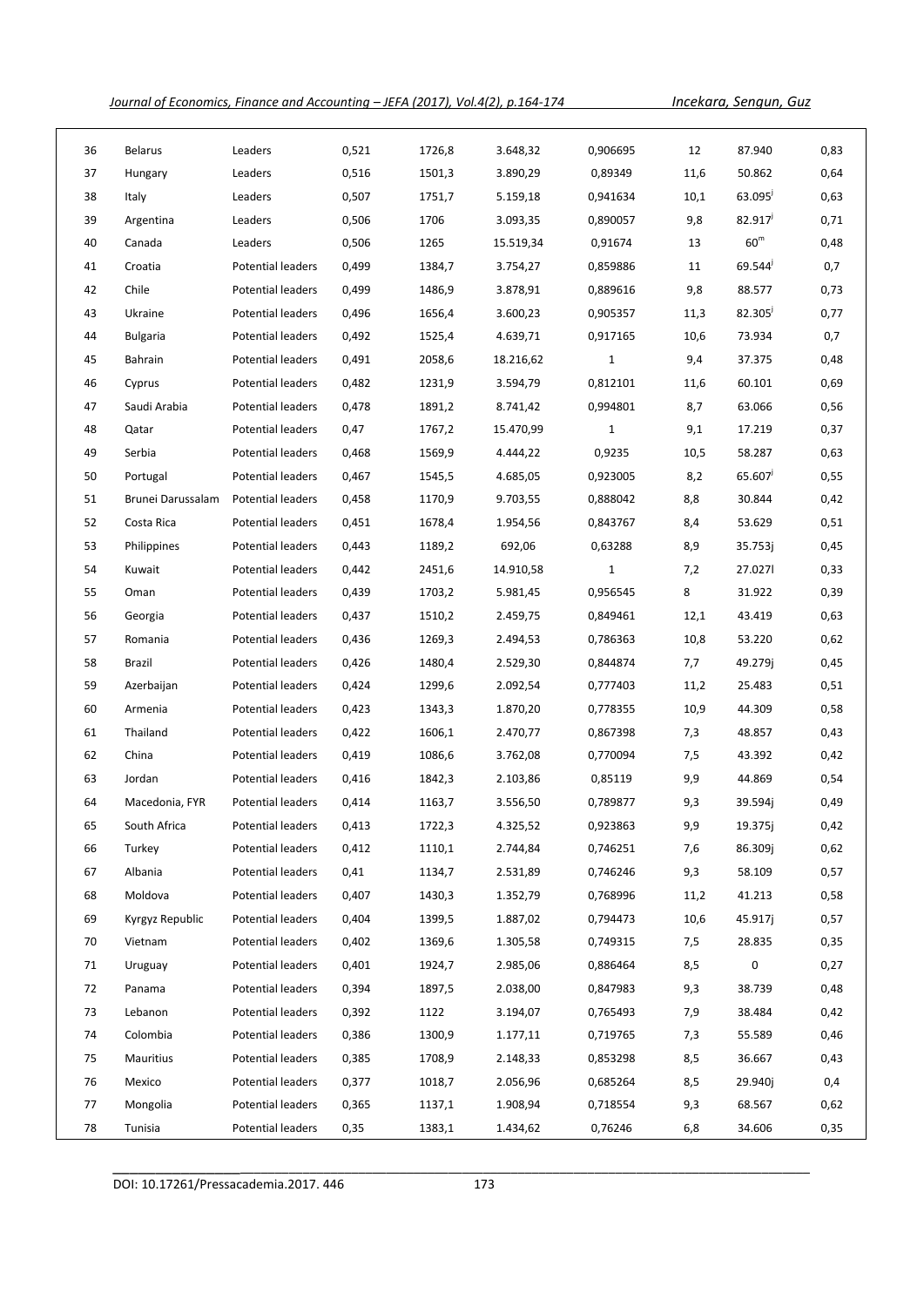| | | | | | | | | | |
|---|---|---|---|---|---|---|---|---|---|
| 36 | Belarus | Leaders | 0,521 | 1726,8 | 3.648,32 | 0,906695 | 12 | 87.940 | 0,83 |
| 37 | Hungary | Leaders | 0,516 | 1501,3 | 3.890,29 | 0,89349 | 11,6 | 50.862 | 0,64 |
| 38 | Italy | Leaders | 0,507 | 1751,7 | 5.159,18 | 0,941634 | 10,1 | 63.095[j] | 0,63 |
| 39 | Argentina | Leaders | 0,506 | 1706 | 3.093,35 | 0,890057 | 9,8 | 82.917[j] | 0,71 |
| 40 | Canada | Leaders | 0,506 | 1265 | 15.519,34 | 0,91674 | 13 | 60[m] | 0,48 |
| 41 | Croatia | Potential leaders | 0,499 | 1384,7 | 3.754,27 | 0,859886 | 11 | 69.544[j] | 0,7 |
| 42 | Chile | Potential leaders | 0,499 | 1486,9 | 3.878,91 | 0,889616 | 9,8 | 88.577 | 0,73 |
| 43 | Ukraine | Potential leaders | 0,496 | 1656,4 | 3.600,23 | 0,905357 | 11,3 | 82.305[j] | 0,77 |
| 44 | Bulgaria | Potential leaders | 0,492 | 1525,4 | 4.639,71 | 0,917165 | 10,6 | 73.934 | 0,7 |
| 45 | Bahrain | Potential leaders | 0,491 | 2058,6 | 18.216,62 | 1 | 9,4 | 37.375 | 0,48 |
| 46 | Cyprus | Potential leaders | 0,482 | 1231,9 | 3.594,79 | 0,812101 | 11,6 | 60.101 | 0,69 |
| 47 | Saudi Arabia | Potential leaders | 0,478 | 1891,2 | 8.741,42 | 0,994801 | 8,7 | 63.066 | 0,56 |
| 48 | Qatar | Potential leaders | 0,47 | 1767,2 | 15.470,99 | 1 | 9,1 | 17.219 | 0,37 |
| 49 | Serbia | Potential leaders | 0,468 | 1569,9 | 4.444,22 | 0,9235 | 10,5 | 58.287 | 0,63 |
| 50 | Portugal | Potential leaders | 0,467 | 1545,5 | 4.685,05 | 0,923005 | 8,2 | 65.607[j] | 0,55 |
| 51 | Brunei Darussalam | Potential leaders | 0,458 | 1170,9 | 9.703,55 | 0,888042 | 8,8 | 30.844 | 0,42 |
| 52 | Costa Rica | Potential leaders | 0,451 | 1678,4 | 1.954,56 | 0,843767 | 8,4 | 53.629 | 0,51 |
| 53 | Philippines | Potential leaders | 0,443 | 1189,2 | 692,06 | 0,63288 | 8,9 | 35.753j | 0,45 |
| 54 | Kuwait | Potential leaders | 0,442 | 2451,6 | 14.910,58 | 1 | 7,2 | 27.027l | 0,33 |
| 55 | Oman | Potential leaders | 0,439 | 1703,2 | 5.981,45 | 0,956545 | 8 | 31.922 | 0,39 |
| 56 | Georgia | Potential leaders | 0,437 | 1510,2 | 2.459,75 | 0,849461 | 12,1 | 43.419 | 0,63 |
| 57 | Romania | Potential leaders | 0,436 | 1269,3 | 2.494,53 | 0,786363 | 10,8 | 53.220 | 0,62 |
| 58 | Brazil | Potential leaders | 0,426 | 1480,4 | 2.529,30 | 0,844874 | 7,7 | 49.279j | 0,45 |
| 59 | Azerbaijan | Potential leaders | 0,424 | 1299,6 | 2.092,54 | 0,777403 | 11,2 | 25.483 | 0,51 |
| 60 | Armenia | Potential leaders | 0,423 | 1343,3 | 1.870,20 | 0,778355 | 10,9 | 44.309 | 0,58 |
| 61 | Thailand | Potential leaders | 0,422 | 1606,1 | 2.470,77 | 0,867398 | 7,3 | 48.857 | 0,43 |
| 62 | China | Potential leaders | 0,419 | 1086,6 | 3.762,08 | 0,770094 | 7,5 | 43.392 | 0,42 |
| 63 | Jordan | Potential leaders | 0,416 | 1842,3 | 2.103,86 | 0,85119 | 9,9 | 44.869 | 0,54 |
| 64 | Macedonia, FYR | Potential leaders | 0,414 | 1163,7 | 3.556,50 | 0,789877 | 9,3 | 39.594j | 0,49 |
| 65 | South Africa | Potential leaders | 0,413 | 1722,3 | 4.325,52 | 0,923863 | 9,9 | 19.375j | 0,42 |
| 66 | Turkey | Potential leaders | 0,412 | 1110,1 | 2.744,84 | 0,746251 | 7,6 | 86.309j | 0,62 |
| 67 | Albania | Potential leaders | 0,41 | 1134,7 | 2.531,89 | 0,746246 | 9,3 | 58.109 | 0,57 |
| 68 | Moldova | Potential leaders | 0,407 | 1430,3 | 1.352,79 | 0,768996 | 11,2 | 41.213 | 0,58 |
| 69 | Kyrgyz Republic | Potential leaders | 0,404 | 1399,5 | 1.887,02 | 0,794473 | 10,6 | 45.917j | 0,57 |
| 70 | Vietnam | Potential leaders | 0,402 | 1369,6 | 1.305,58 | 0,749315 | 7,5 | 28.835 | 0,35 |
| 71 | Uruguay | Potential leaders | 0,401 | 1924,7 | 2.985,06 | 0,886464 | 8,5 | 0 | 0,27 |
| 72 | Panama | Potential leaders | 0,394 | 1897,5 | 2.038,00 | 0,847983 | 9,3 | 38.739 | 0,48 |
| 73 | Lebanon | Potential leaders | 0,392 | 1122 | 3.194,07 | 0,765493 | 7,9 | 38.484 | 0,42 |
| 74 | Colombia | Potential leaders | 0,386 | 1300,9 | 1.177,11 | 0,719765 | 7,3 | 55.589 | 0,46 |
| 75 | Mauritius | Potential leaders | 0,385 | 1708,9 | 2.148,33 | 0,853298 | 8,5 | 36.667 | 0,43 |
| 76 | Mexico | Potential leaders | 0,377 | 1018,7 | 2.056,96 | 0,685264 | 8,5 | 29.940j | 0,4 |
| 77 | Mongolia | Potential leaders | 0,365 | 1137,1 | 1.908,94 | 0,718554 | 9,3 | 68.567 | 0,62 |
| 78 | Tunisia | Potential leaders | 0,35 | 1383,1 | 1.434,62 | 0,76246 | 6,8 | 34.606 | 0,35 |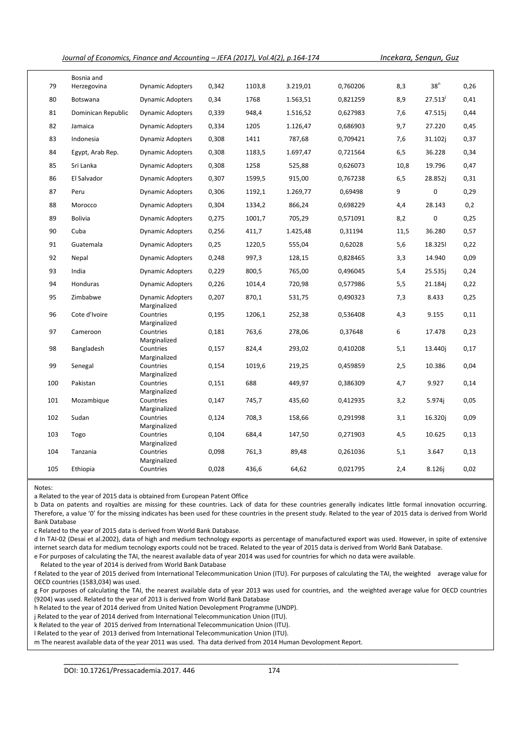| | | | | | | | | | |
|---|---|---|---|---|---|---|---|---|---|
| 79 | Bosnia and Herzegovina | Dynamic Adopters | 0,342 | 1103,8 | 3.219,01 | 0,760206 | 8,3 | 38[h] | 0,26 |
| 80 | Botswana | Dynamic Adopters | 0,34 | 1768 | 1.563,51 | 0,821259 | 8,9 | 27.513[l] | 0,41 |
| 81 | Dominican Republic | Dynamic Adopters | 0,339 | 948,4 | 1.516,52 | 0,627983 | 7,6 | 47.515j | 0,44 |
| 82 | Jamaica | Dynamic Adopters | 0,334 | 1205 | 1.126,47 | 0,686903 | 9,7 | 27.220 | 0,45 |
| 83 | Indonesia | Dynamiz Adopters | 0,308 | 1411 | 787,68 | 0,709421 | 7,6 | 31.102j | 0,37 |
| 84 | Egypt, Arab Rep. | Dynamic Adopters | 0,308 | 1183,5 | 1.697,47 | 0,721564 | 6,5 | 36.228 | 0,34 |
| 85 | Sri Lanka | Dynamic Adopters | 0,308 | 1258 | 525,88 | 0,626073 | 10,8 | 19.796 | 0,47 |
| 86 | El Salvador | Dynamic Adopters | 0,307 | 1599,5 | 915,00 | 0,767238 | 6,5 | 28.852j | 0,31 |
| 87 | Peru | Dynamic Adopters | 0,306 | 1192,1 | 1.269,77 | 0,69498 | 9 | 0 | 0,29 |
| 88 | Morocco | Dynamic Adopters | 0,304 | 1334,2 | 866,24 | 0,698229 | 4,4 | 28.143 | 0,2 |
| 89 | Bolivia | Dynamic Adopters | 0,275 | 1001,7 | 705,29 | 0,571091 | 8,2 | 0 | 0,25 |
| 90 | Cuba | Dynamic Adopters | 0,256 | 411,7 | 1.425,48 | 0,31194 | 11,5 | 36.280 | 0,57 |
| 91 | Guatemala | Dynamic Adopters | 0,25 | 1220,5 | 555,04 | 0,62028 | 5,6 | 18.325l | 0,22 |
| 92 | Nepal | Dynamic Adopters | 0,248 | 997,3 | 128,15 | 0,828465 | 3,3 | 14.940 | 0,09 |
| 93 | India | Dynamic Adopters | 0,229 | 800,5 | 765,00 | 0,496045 | 5,4 | 25.535j | 0,24 |
| 94 | Honduras | Dynamic Adopters | 0,226 | 1014,4 | 720,98 | 0,577986 | 5,5 | 21.184j | 0,22 |
| 95 | Zimbabwe | Dynamic Adopters | 0,207 | 870,1 | 531,75 | 0,490323 | 7,3 | 8.433 | 0,25 |
| 96 | Cote d'Ivoire | Marginalized Countries | 0,195 | 1206,1 | 252,38 | 0,536408 | 4,3 | 9.155 | 0,11 |
| 97 | Cameroon | Marginalized Countries | 0,181 | 763,6 | 278,06 | 0,37648 | 6 | 17.478 | 0,23 |
| 98 | Bangladesh | Marginalized Countries | 0,157 | 824,4 | 293,02 | 0,410208 | 5,1 | 13.440j | 0,17 |
| 99 | Senegal | Marginalized Countries | 0,154 | 1019,6 | 219,25 | 0,459859 | 2,5 | 10.386 | 0,04 |
| 100 | Pakistan | Marginalized Countries | 0,151 | 688 | 449,97 | 0,386309 | 4,7 | 9.927 | 0,14 |
| 101 | Mozambique | Marginalized Countries | 0,147 | 745,7 | 435,60 | 0,412935 | 3,2 | 5.974j | 0,05 |
| 102 | Sudan | Marginalized Countries | 0,124 | 708,3 | 158,66 | 0,291998 | 3,1 | 16.320j | 0,09 |
| 103 | Togo | Marginalized Countries | 0,104 | 684,4 | 147,50 | 0,271903 | 4,5 | 10.625 | 0,13 |
| 104 | Tanzania | Marginalized Countries | 0,098 | 761,3 | 89,48 | 0,261036 | 5,1 | 3.647 | 0,13 |
| 105 | Ethiopia | Marginalized Countries | 0,028 | 436,6 | 64,62 | 0,021795 | 2,4 | 8.126j | 0,02 |

Notes:

a Related to the year of 2015 data is obtained from European Patent Office

b Data on patents and royalties are missing for these countries. Lack of data for these countries generally indicates little formal innovation occurring. Therefore, a value '0' for the missing indicates has been used for these countries in the present study. Related to the year of 2015 data is derived from World Bank Database

c Related to the year of 2015 data is derived from World Bank Database.

d In TAI-02 (Desai et al.2002), data of high and medium technology exports as percentage of manufactured export was used. However, in spite of extensive internet search data for medium tecnology exports could not be traced. Related to the year of 2015 data is derived from World Bank Database.

e For purposes of calculating the TAI, the nearest available data of year 2014 was used for countries for which no data were available.
Related to the year of 2014 is derived from World Bank Database

f Related to the year of 2015 derived from International Telecommunication Union (ITU). For purposes of calculating the TAI, the weighted average value for OECD countries (1583,034) was used.

g For purposes of calculating the TAI, the nearest available data of year 2013 was used for countries, and the weighted average value for OECD countries (9204) was used. Related to the year of 2013 is derived from World Bank Database

h Related to the year of 2014 derived from United Nation Devolepment Programme (UNDP).

j Related to the year of 2014 derived from International Telecommunication Union (ITU).

k Related to the year of 2015 derived from International Telecommunication Union (ITU).

l Related to the year of 2013 derived from International Telecommunication Union (ITU).

m The nearest available data of the year 2011 was used. Tha data derived from 2014 Human Devolopment Report.